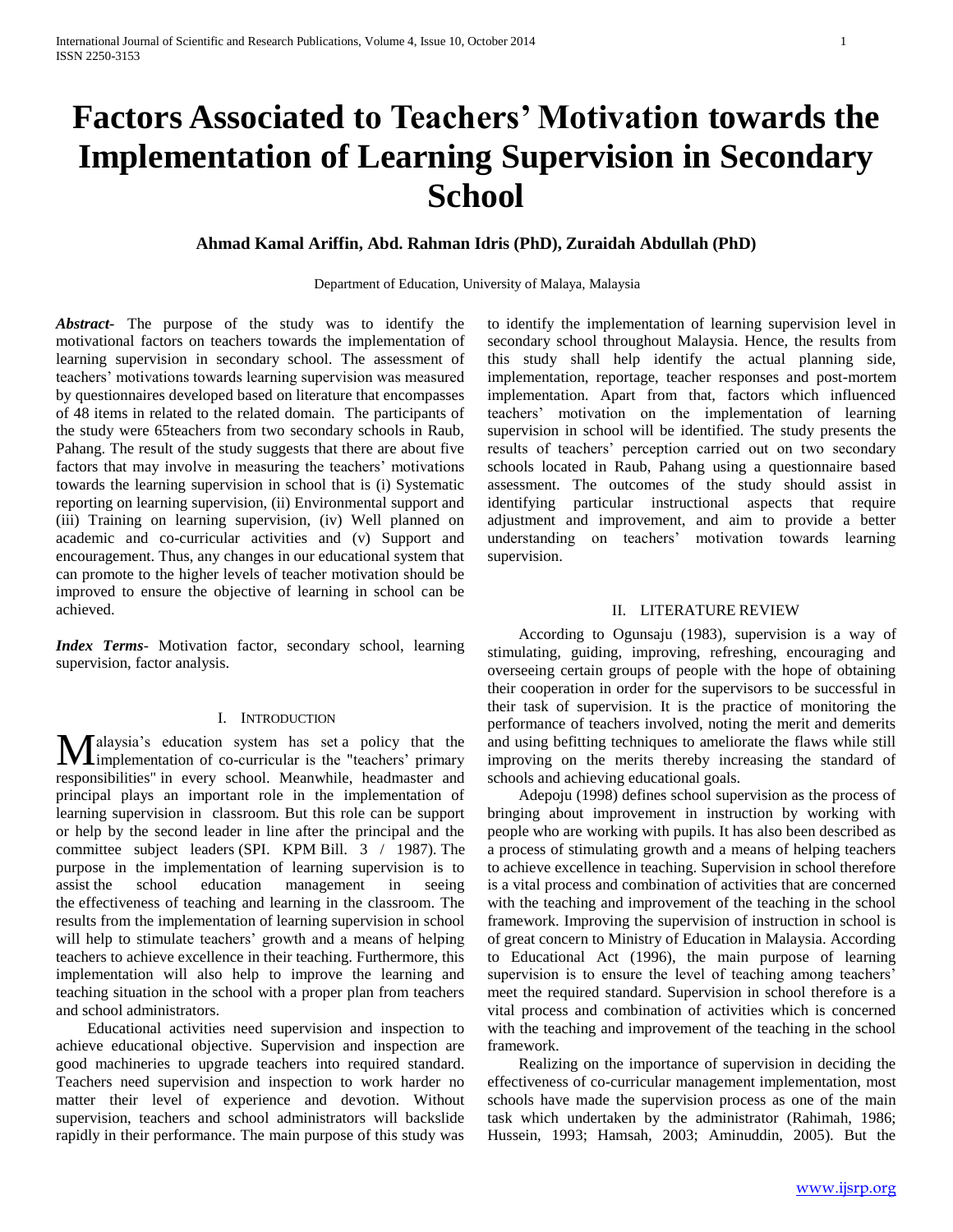# Factors Associated to Teachers' Motivation towards the Implementation of Learning Supervision in Secondary School

**Ahmad Kamal Ariffin, Abd. Rahman Idris (PhD), Zuraidah Abdullah (PhD)**

Department of Education, University of Malaya, Malaysia

***Abstract-*** The purpose of the study was to identify the motivational factors on teachers towards the implementation of learning supervision in secondary school. The assessment of teachers' motivations towards learning supervision was measured by questionnaires developed based on literature that encompasses of 48 items in related to the related domain. The participants of the study were 65teachers from two secondary schools in Raub, Pahang. The result of the study suggests that there are about five factors that may involve in measuring the teachers' motivations towards the learning supervision in school that is (i) Systematic reporting on learning supervision, (ii) Environmental support and (iii) Training on learning supervision, (iv) Well planned on academic and co-curricular activities and (v) Support and encouragement. Thus, any changes in our educational system that can promote to the higher levels of teacher motivation should be improved to ensure the objective of learning in school can be achieved.

***Index Terms*****-** Motivation factor, secondary school, learning supervision, factor analysis.

## I. Introduction

Malaysia's education system has set a policy that the implementation of co-curricular is the "teachers' primary responsibilities" in every school. Meanwhile, headmaster and principal plays an important role in the implementation of learning supervision in classroom. But this role can be support or help by the second leader in line after the principal and the committee subject leaders (SPI. KPM Bill. 3 / 1987). The purpose in the implementation of learning supervision is to assist the school education management in seeing the effectiveness of teaching and learning in the classroom. The results from the implementation of learning supervision in school will help to stimulate teachers' growth and a means of helping teachers to achieve excellence in their teaching. Furthermore, this implementation will also help to improve the learning and teaching situation in the school with a proper plan from teachers and school administrators.

Educational activities need supervision and inspection to achieve educational objective. Supervision and inspection are good machineries to upgrade teachers into required standard. Teachers need supervision and inspection to work harder no matter their level of experience and devotion. Without supervision, teachers and school administrators will backslide rapidly in their performance. The main purpose of this study was to identify the implementation of learning supervision level in secondary school throughout Malaysia. Hence, the results from this study shall help identify the actual planning side, implementation, reportage, teacher responses and post-mortem implementation. Apart from that, factors which influenced teachers' motivation on the implementation of learning supervision in school will be identified. The study presents the results of teachers' perception carried out on two secondary schools located in Raub, Pahang using a questionnaire based assessment. The outcomes of the study should assist in identifying particular instructional aspects that require adjustment and improvement, and aim to provide a better understanding on teachers' motivation towards learning supervision.

## II. Literature Review

According to Ogunsaju (1983), supervision is a way of stimulating, guiding, improving, refreshing, encouraging and overseeing certain groups of people with the hope of obtaining their cooperation in order for the supervisors to be successful in their task of supervision. It is the practice of monitoring the performance of teachers involved, noting the merit and demerits and using befitting techniques to ameliorate the flaws while still improving on the merits thereby increasing the standard of schools and achieving educational goals.

Adepoju (1998) defines school supervision as the process of bringing about improvement in instruction by working with people who are working with pupils. It has also been described as a process of stimulating growth and a means of helping teachers to achieve excellence in teaching. Supervision in school therefore is a vital process and combination of activities that are concerned with the teaching and improvement of the teaching in the school framework. Improving the supervision of instruction in school is of great concern to Ministry of Education in Malaysia. According to Educational Act (1996), the main purpose of learning supervision is to ensure the level of teaching among teachers' meet the required standard. Supervision in school therefore is a vital process and combination of activities which is concerned with the teaching and improvement of the teaching in the school framework.

Realizing on the importance of supervision in deciding the effectiveness of co-curricular management implementation, most schools have made the supervision process as one of the main task which undertaken by the administrator (Rahimah, 1986; Hussein, 1993; Hamsah, 2003; Aminuddin, 2005). But the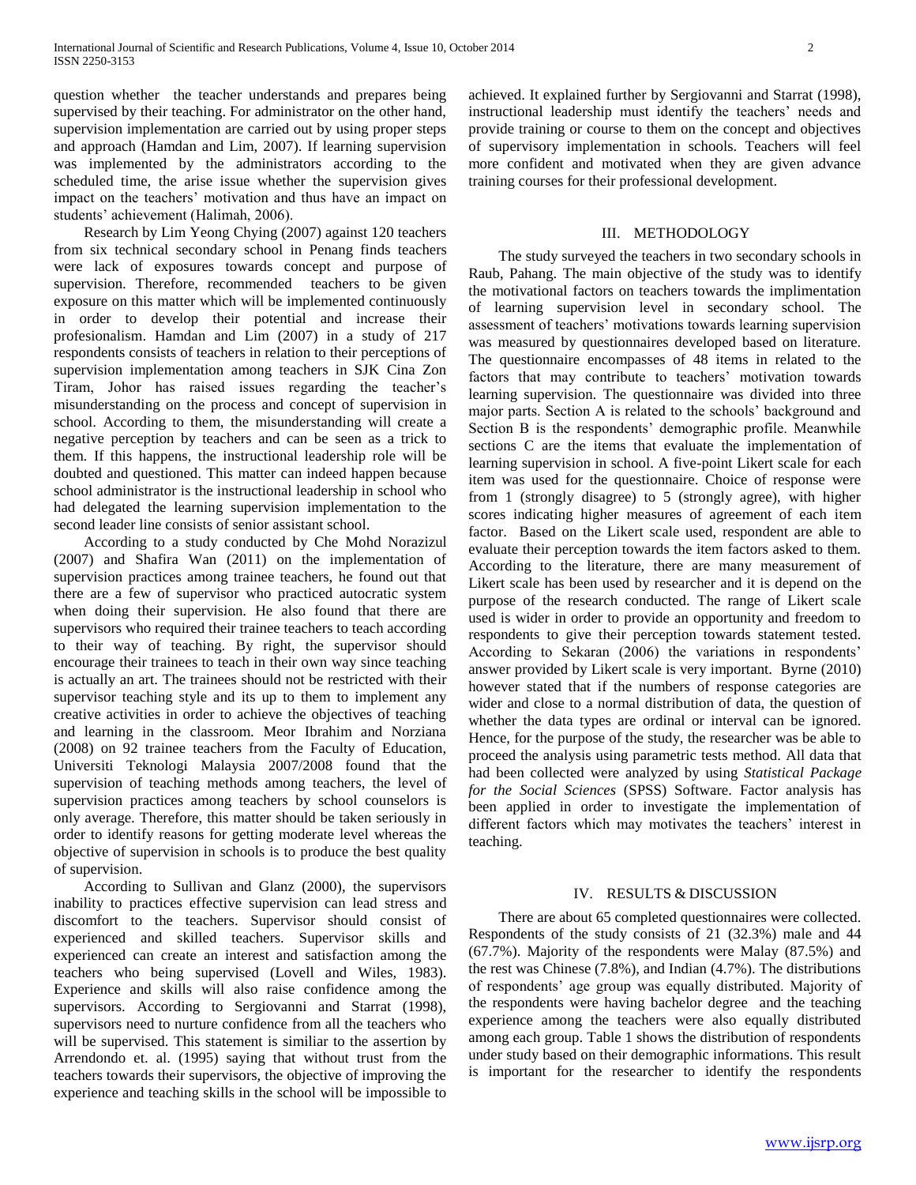question whether the teacher understands and prepares being supervised by their teaching. For administrator on the other hand, supervision implementation are carried out by using proper steps and approach (Hamdan and Lim, 2007). If learning supervision was implemented by the administrators according to the scheduled time, the arise issue whether the supervision gives impact on the teachers' motivation and thus have an impact on students' achievement (Halimah, 2006).

Research by Lim Yeong Chying (2007) against 120 teachers from six technical secondary school in Penang finds teachers were lack of exposures towards concept and purpose of supervision. Therefore, recommended teachers to be given exposure on this matter which will be implemented continuously in order to develop their potential and increase their profesionalism. Hamdan and Lim (2007) in a study of 217 respondents consists of teachers in relation to their perceptions of supervision implementation among teachers in SJK Cina Zon Tiram, Johor has raised issues regarding the teacher's misunderstanding on the process and concept of supervision in school. According to them, the misunderstanding will create a negative perception by teachers and can be seen as a trick to them. If this happens, the instructional leadership role will be doubted and questioned. This matter can indeed happen because school administrator is the instructional leadership in school who had delegated the learning supervision implementation to the second leader line consists of senior assistant school.

According to a study conducted by Che Mohd Norazizul (2007) and Shafira Wan (2011) on the implementation of supervision practices among trainee teachers, he found out that there are a few of supervisor who practiced autocratic system when doing their supervision. He also found that there are supervisors who required their trainee teachers to teach according to their way of teaching. By right, the supervisor should encourage their trainees to teach in their own way since teaching is actually an art. The trainees should not be restricted with their supervisor teaching style and its up to them to implement any creative activities in order to achieve the objectives of teaching and learning in the classroom. Meor Ibrahim and Norziana (2008) on 92 trainee teachers from the Faculty of Education, Universiti Teknologi Malaysia 2007/2008 found that the supervision of teaching methods among teachers, the level of supervision practices among teachers by school counselors is only average. Therefore, this matter should be taken seriously in order to identify reasons for getting moderate level whereas the objective of supervision in schools is to produce the best quality of supervision.

According to Sullivan and Glanz (2000), the supervisors inability to practices effective supervision can lead stress and discomfort to the teachers. Supervisor should consist of experienced and skilled teachers. Supervisor skills and experienced can create an interest and satisfaction among the teachers who being supervised (Lovell and Wiles, 1983). Experience and skills will also raise confidence among the supervisors. According to Sergiovanni and Starrat (1998), supervisors need to nurture confidence from all the teachers who will be supervised. This statement is similiar to the assertion by Arrendondo et. al. (1995) saying that without trust from the teachers towards their supervisors, the objective of improving the experience and teaching skills in the school will be impossible to achieved. It explained further by Sergiovanni and Starrat (1998), instructional leadership must identify the teachers' needs and provide training or course to them on the concept and objectives of supervisory implementation in schools. Teachers will feel more confident and motivated when they are given advance training courses for their professional development.

## III. METHODOLOGY

The study surveyed the teachers in two secondary schools in Raub, Pahang. The main objective of the study was to identify the motivational factors on teachers towards the implimentation of learning supervision level in secondary school. The assessment of teachers' motivations towards learning supervision was measured by questionnaires developed based on literature. The questionnaire encompasses of 48 items in related to the factors that may contribute to teachers' motivation towards learning supervision. The questionnaire was divided into three major parts. Section A is related to the schools' background and Section B is the respondents' demographic profile. Meanwhile sections C are the items that evaluate the implementation of learning supervision in school. A five-point Likert scale for each item was used for the questionnaire. Choice of response were from 1 (strongly disagree) to 5 (strongly agree), with higher scores indicating higher measures of agreement of each item factor. Based on the Likert scale used, respondent are able to evaluate their perception towards the item factors asked to them. According to the literature, there are many measurement of Likert scale has been used by researcher and it is depend on the purpose of the research conducted. The range of Likert scale used is wider in order to provide an opportunity and freedom to respondents to give their perception towards statement tested. According to Sekaran (2006) the variations in respondents' answer provided by Likert scale is very important. Byrne (2010) however stated that if the numbers of response categories are wider and close to a normal distribution of data, the question of whether the data types are ordinal or interval can be ignored. Hence, for the purpose of the study, the researcher was be able to proceed the analysis using parametric tests method. All data that had been collected were analyzed by using *Statistical Package for the Social Sciences* (SPSS) Software. Factor analysis has been applied in order to investigate the implementation of different factors which may motivates the teachers' interest in teaching.

## IV. RESULTS & DISCUSSION

There are about 65 completed questionnaires were collected. Respondents of the study consists of 21 (32.3%) male and 44 (67.7%). Majority of the respondents were Malay (87.5%) and the rest was Chinese (7.8%), and Indian (4.7%). The distributions of respondents' age group was equally distributed. Majority of the respondents were having bachelor degree and the teaching experience among the teachers were also equally distributed among each group. Table 1 shows the distribution of respondents under study based on their demographic informations. This result is important for the researcher to identify the respondents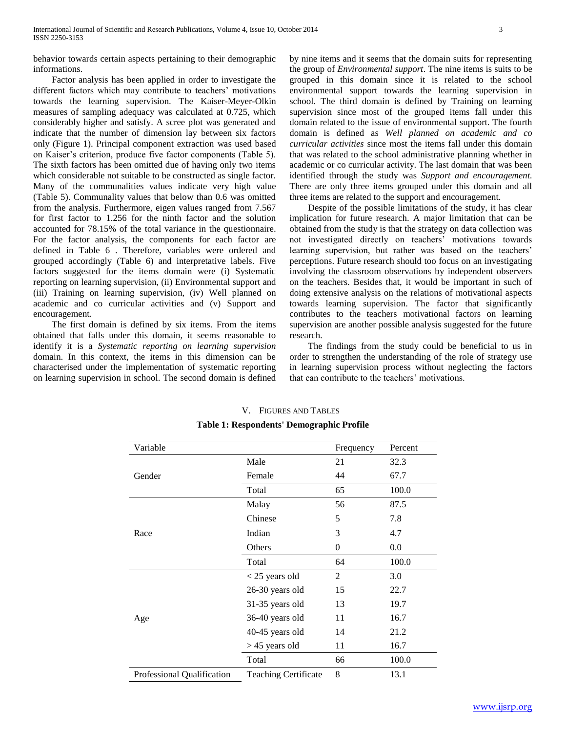behavior towards certain aspects pertaining to their demographic informations.

Factor analysis has been applied in order to investigate the different factors which may contribute to teachers' motivations towards the learning supervision. The Kaiser-Meyer-Olkin measures of sampling adequacy was calculated at 0.725, which considerably higher and satisfy. A scree plot was generated and indicate that the number of dimension lay between six factors only (Figure 1). Principal component extraction was used based on Kaiser's criterion, produce five factor components (Table 5). The sixth factors has been omitted due of having only two items which considerable not suitable to be constructed as single factor. Many of the communalities values indicate very high value (Table 5). Communality values that below than 0.6 was omitted from the analysis. Furthermore, eigen values ranged from 7.567 for first factor to 1.256 for the ninth factor and the solution accounted for 78.15% of the total variance in the questionnaire. For the factor analysis, the components for each factor are defined in Table 6 . Therefore, variables were ordered and grouped accordingly (Table 6) and interpretative labels. Five factors suggested for the items domain were (i) Systematic reporting on learning supervision, (ii) Environmental support and (iii) Training on learning supervision, (iv) Well planned on academic and co curricular activities and (v) Support and encouragement.

The first domain is defined by six items. From the items obtained that falls under this domain, it seems reasonable to identify it is a *Systematic reporting on learning supervision* domain. In this context, the items in this dimension can be characterised under the implementation of systematic reporting on learning supervision in school. The second domain is defined by nine items and it seems that the domain suits for representing the group of *Environmental support*. The nine items is suits to be grouped in this domain since it is related to the school environmental support towards the learning supervision in school. The third domain is defined by Training on learning supervision since most of the grouped items fall under this domain related to the issue of environmental support. The fourth domain is defined as *Well planned on academic and co curricular activities* since most the items fall under this domain that was related to the school administrative planning whether in academic or co curricular activity. The last domain that was been identified through the study was *Support and encouragement.* There are only three items grouped under this domain and all three items are related to the support and encouragement.

Despite of the possible limitations of the study, it has clear implication for future research. A major limitation that can be obtained from the study is that the strategy on data collection was not investigated directly on teachers' motivations towards learning supervision, but rather was based on the teachers' perceptions. Future research should too focus on an investigating involving the classroom observations by independent observers on the teachers. Besides that, it would be important in such of doing extensive analysis on the relations of motivational aspects towards learning supervision. The factor that significantly contributes to the teachers motivational factors on learning supervision are another possible analysis suggested for the future research.

The findings from the study could be beneficial to us in order to strengthen the understanding of the role of strategy use in learning supervision process without neglecting the factors that can contribute to the teachers' motivations.

## V. Figures and Tables

**Table 1: Respondents' Demographic Profile**

| Variable | | Frequency | Percent |
|---|---|---|---|
| Gender | Male | 21 | 32.3 |
| | Female | 44 | 67.7 |
| | Total | 65 | 100.0 |
| Race | Malay | 56 | 87.5 |
| | Chinese | 5 | 7.8 |
| | Indian | 3 | 4.7 |
| | Others | 0 | 0.0 |
| | Total | 64 | 100.0 |
| Age | < 25 years old | 2 | 3.0 |
| | 26-30 years old | 15 | 22.7 |
| | 31-35 years old | 13 | 19.7 |
| | 36-40 years old | 11 | 16.7 |
| | 40-45 years old | 14 | 21.2 |
| | > 45 years old | 11 | 16.7 |
| | Total | 66 | 100.0 |
| Professional Qualification | Teaching Certificate | 8 | 13.1 |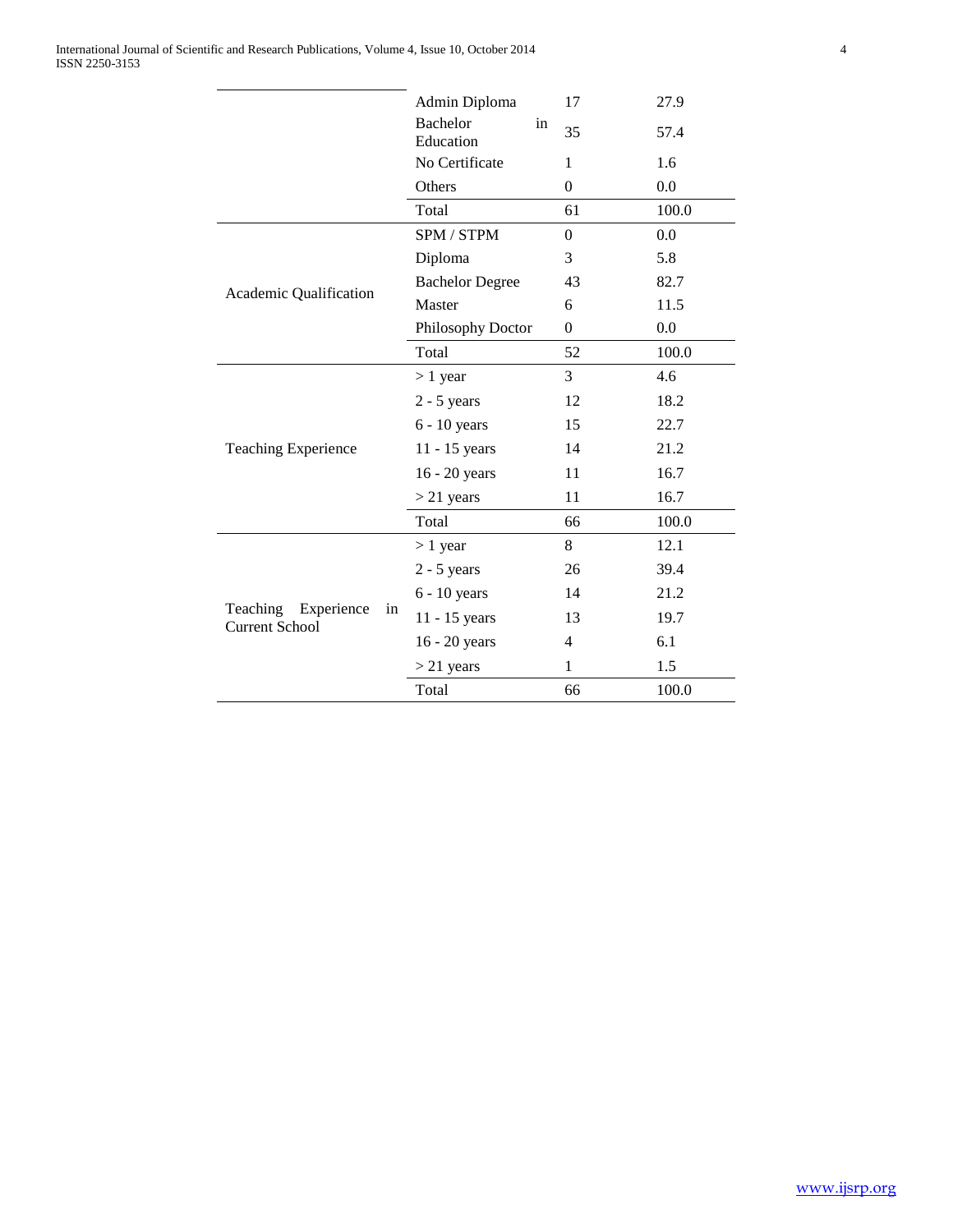| | | | |
|---|---|---|---|
| | Admin Diploma | 17 | 27.9 |
| | Bachelor in Education | 35 | 57.4 |
| | No Certificate | 1 | 1.6 |
| | Others | 0 | 0.0 |
| | Total | 61 | 100.0 |
| Academic Qualification | SPM / STPM | 0 | 0.0 |
| | Diploma | 3 | 5.8 |
| | Bachelor Degree | 43 | 82.7 |
| | Master | 6 | 11.5 |
| | Philosophy Doctor | 0 | 0.0 |
| | Total | 52 | 100.0 |
| Teaching Experience | > 1 year | 3 | 4.6 |
| | 2 - 5 years | 12 | 18.2 |
| | 6 - 10 years | 15 | 22.7 |
| | 11 - 15 years | 14 | 21.2 |
| | 16 - 20 years | 11 | 16.7 |
| | > 21 years | 11 | 16.7 |
| | Total | 66 | 100.0 |
| Teaching Experience in Current School | > 1 year | 8 | 12.1 |
| | 2 - 5 years | 26 | 39.4 |
| | 6 - 10 years | 14 | 21.2 |
| | 11 - 15 years | 13 | 19.7 |
| | 16 - 20 years | 4 | 6.1 |
| | > 21 years | 1 | 1.5 |
| | Total | 66 | 100.0 |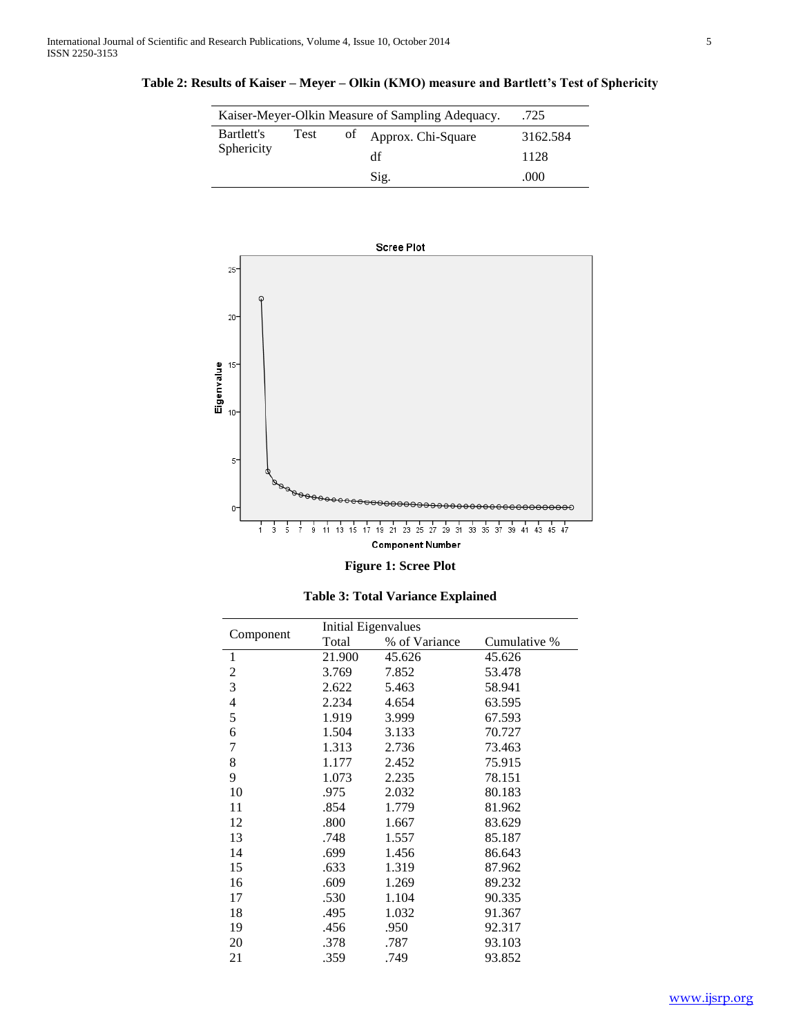**Table 2: Results of Kaiser – Meyer – Olkin (KMO) measure and Bartlett's Test of Sphericity**

| Kaiser-Meyer-Olkin Measure of Sampling Adequacy. | | .725 |
|---|---|---|
| Bartlett's Test of Sphericity | Approx. Chi-Square | 3162.584 |
| | df | 1128 |
| | Sig. | .000 |

**Figure 1: Scree Plot**

**Table 3: Total Variance Explained**

| Component | Initial Eigenvalues | | |
|---|---|---|---|
| | Total | % of Variance | Cumulative % |
| 1 | 21.900 | 45.626 | 45.626 |
| 2 | 3.769 | 7.852 | 53.478 |
| 3 | 2.622 | 5.463 | 58.941 |
| 4 | 2.234 | 4.654 | 63.595 |
| 5 | 1.919 | 3.999 | 67.593 |
| 6 | 1.504 | 3.133 | 70.727 |
| 7 | 1.313 | 2.736 | 73.463 |
| 8 | 1.177 | 2.452 | 75.915 |
| 9 | 1.073 | 2.235 | 78.151 |
| 10 | .975 | 2.032 | 80.183 |
| 11 | .854 | 1.779 | 81.962 |
| 12 | .800 | 1.667 | 83.629 |
| 13 | .748 | 1.557 | 85.187 |
| 14 | .699 | 1.456 | 86.643 |
| 15 | .633 | 1.319 | 87.962 |
| 16 | .609 | 1.269 | 89.232 |
| 17 | .530 | 1.104 | 90.335 |
| 18 | .495 | 1.032 | 91.367 |
| 19 | .456 | .950 | 92.317 |
| 20 | .378 | .787 | 93.103 |
| 21 | .359 | .749 | 93.852 |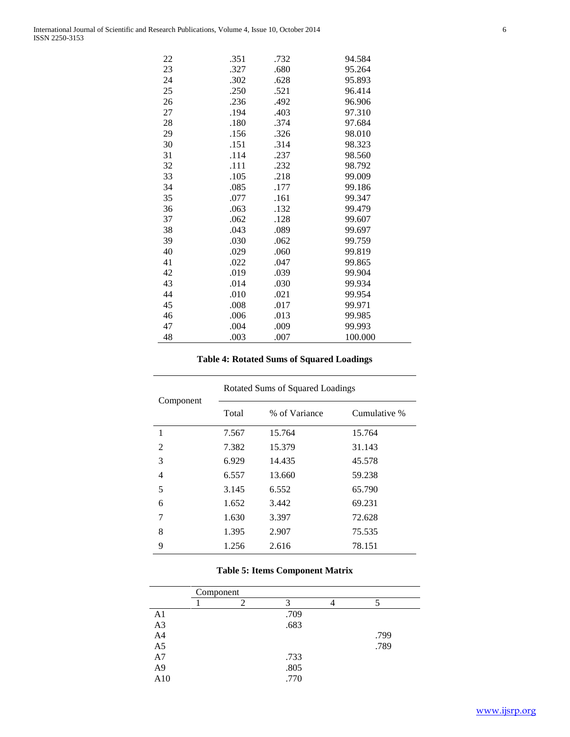| | | | |
|---|---|---|---|
| 22 | .351 | .732 | 94.584 |
| 23 | .327 | .680 | 95.264 |
| 24 | .302 | .628 | 95.893 |
| 25 | .250 | .521 | 96.414 |
| 26 | .236 | .492 | 96.906 |
| 27 | .194 | .403 | 97.310 |
| 28 | .180 | .374 | 97.684 |
| 29 | .156 | .326 | 98.010 |
| 30 | .151 | .314 | 98.323 |
| 31 | .114 | .237 | 98.560 |
| 32 | .111 | .232 | 98.792 |
| 33 | .105 | .218 | 99.009 |
| 34 | .085 | .177 | 99.186 |
| 35 | .077 | .161 | 99.347 |
| 36 | .063 | .132 | 99.479 |
| 37 | .062 | .128 | 99.607 |
| 38 | .043 | .089 | 99.697 |
| 39 | .030 | .062 | 99.759 |
| 40 | .029 | .060 | 99.819 |
| 41 | .022 | .047 | 99.865 |
| 42 | .019 | .039 | 99.904 |
| 43 | .014 | .030 | 99.934 |
| 44 | .010 | .021 | 99.954 |
| 45 | .008 | .017 | 99.971 |
| 46 | .006 | .013 | 99.985 |
| 47 | .004 | .009 | 99.993 |
| 48 | .003 | .007 | 100.000 |

**Table 4: Rotated Sums of Squared Loadings**

| Component | Rotated Sums of Squared Loadings | | |
|---|---|---|---|
| | Total | % of Variance | Cumulative % |
| 1 | 7.567 | 15.764 | 15.764 |
| 2 | 7.382 | 15.379 | 31.143 |
| 3 | 6.929 | 14.435 | 45.578 |
| 4 | 6.557 | 13.660 | 59.238 |
| 5 | 3.145 | 6.552 | 65.790 |
| 6 | 1.652 | 3.442 | 69.231 |
| 7 | 1.630 | 3.397 | 72.628 |
| 8 | 1.395 | 2.907 | 75.535 |
| 9 | 1.256 | 2.616 | 78.151 |

**Table 5: Items Component Matrix**

| | Component | | | | |
|---|---|---|---|---|---|
| | 1 | 2 | 3 | 4 | 5 |
| A1 | | | .709 | | |
| A3 | | | .683 | | |
| A4 | | | | | .799 |
| A5 | | | | | .789 |
| A7 | | | .733 | | |
| A9 | | | .805 | | |
| A10 | | | .770 | | |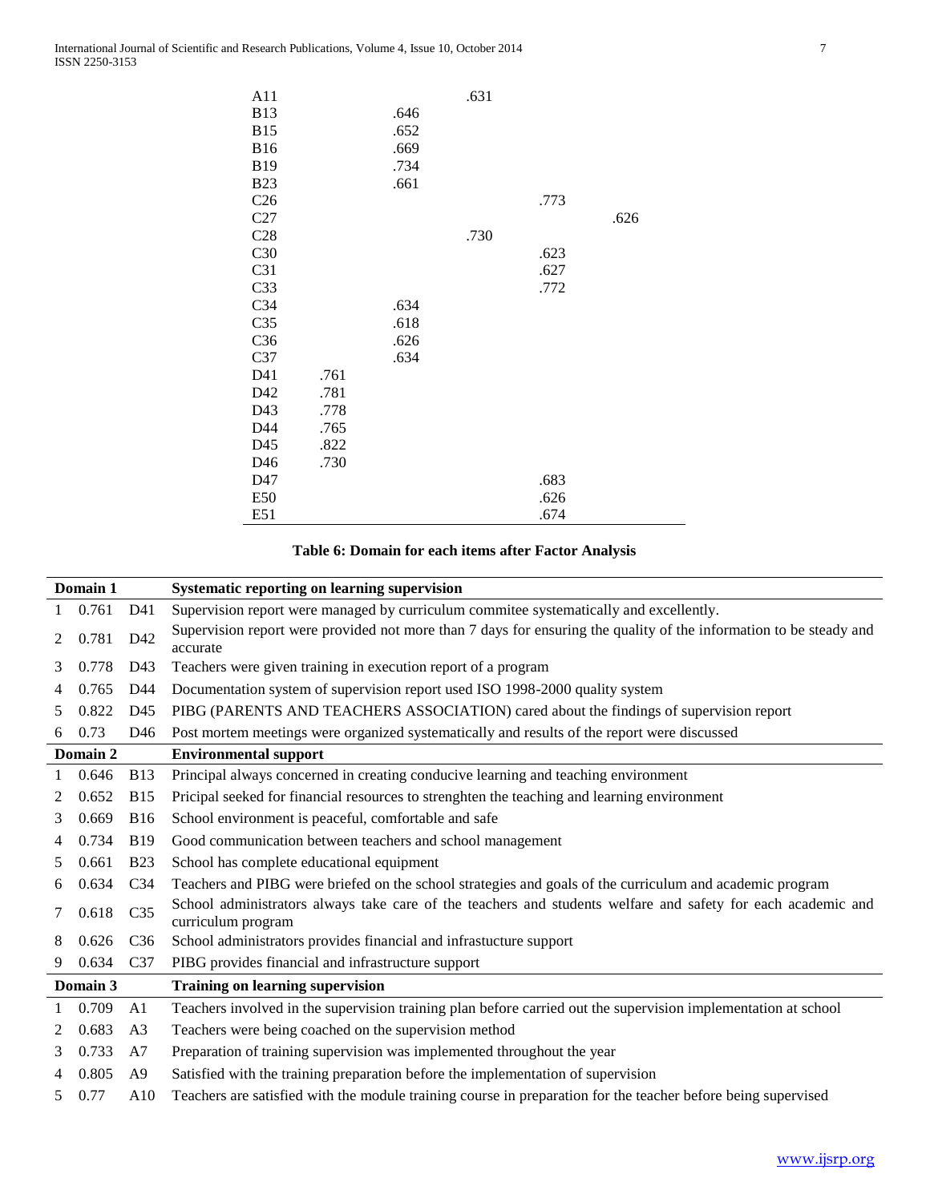| | | | | | |
|---|---|---|---|---|---|
| A11 | | | .631 | | |
| B13 | | .646 | | | |
| B15 | | .652 | | | |
| B16 | | .669 | | | |
| B19 | | .734 | | | |
| B23 | | .661 | | | |
| C26 | | | | .773 | |
| C27 | | | | | .626 |
| C28 | | | .730 | | |
| C30 | | | | .623 | |
| C31 | | | | .627 | |
| C33 | | | | .772 | |
| C34 | | .634 | | | |
| C35 | | .618 | | | |
| C36 | | .626 | | | |
| C37 | | .634 | | | |
| D41 | .761 | | | | |
| D42 | .781 | | | | |
| D43 | .778 | | | | |
| D44 | .765 | | | | |
| D45 | .822 | | | | |
| D46 | .730 | | | | |
| D47 | | | | .683 | |
| E50 | | | | .626 | |
| E51 | | | | .674 | |

**Table 6: Domain for each items after Factor Analysis**

| Domain 1 | | | Systematic reporting on learning supervision |
|---|---|---|---|
| 1 | 0.761 | D41 | Supervision report were managed by curriculum commitee systematically and excellently. |
| 2 | 0.781 | D42 | Supervision report were provided not more than 7 days for ensuring the quality of the information to be steady and accurate |
| 3 | 0.778 | D43 | Teachers were given training in execution report of a program |
| 4 | 0.765 | D44 | Documentation system of supervision report used ISO 1998-2000 quality system |
| 5 | 0.822 | D45 | PIBG (PARENTS AND TEACHERS ASSOCIATION) cared about the findings of supervision report |
| 6 | 0.73 | D46 | Post mortem meetings were organized systematically and results of the report were discussed |
| **Domain 2** | | | **Environmental support** |
| 1 | 0.646 | B13 | Principal always concerned in creating conducive learning and teaching environment |
| 2 | 0.652 | B15 | Pricipal seeked for financial resources to strenghten the teaching and learning environment |
| 3 | 0.669 | B16 | School environment is peaceful, comfortable and safe |
| 4 | 0.734 | B19 | Good communication between teachers and school management |
| 5 | 0.661 | B23 | School has complete educational equipment |
| 6 | 0.634 | C34 | Teachers and PIBG were briefed on the school strategies and goals of the curriculum and academic program |
| 7 | 0.618 | C35 | School administrators always take care of the teachers and students welfare and safety for each academic and curriculum program |
| 8 | 0.626 | C36 | School administrators provides financial and infrastucture support |
| 9 | 0.634 | C37 | PIBG provides financial and infrastructure support |
| **Domain 3** | | | **Training on learning supervision** |
| 1 | 0.709 | A1 | Teachers involved in the supervision training plan before carried out the supervision implementation at school |
| 2 | 0.683 | A3 | Teachers were being coached on the supervision method |
| 3 | 0.733 | A7 | Preparation of training supervision was implemented throughout the year |
| 4 | 0.805 | A9 | Satisfied with the training preparation before the implementation of supervision |
| 5 | 0.77 | A10 | Teachers are satisfied with the module training course in preparation for the teacher before being supervised |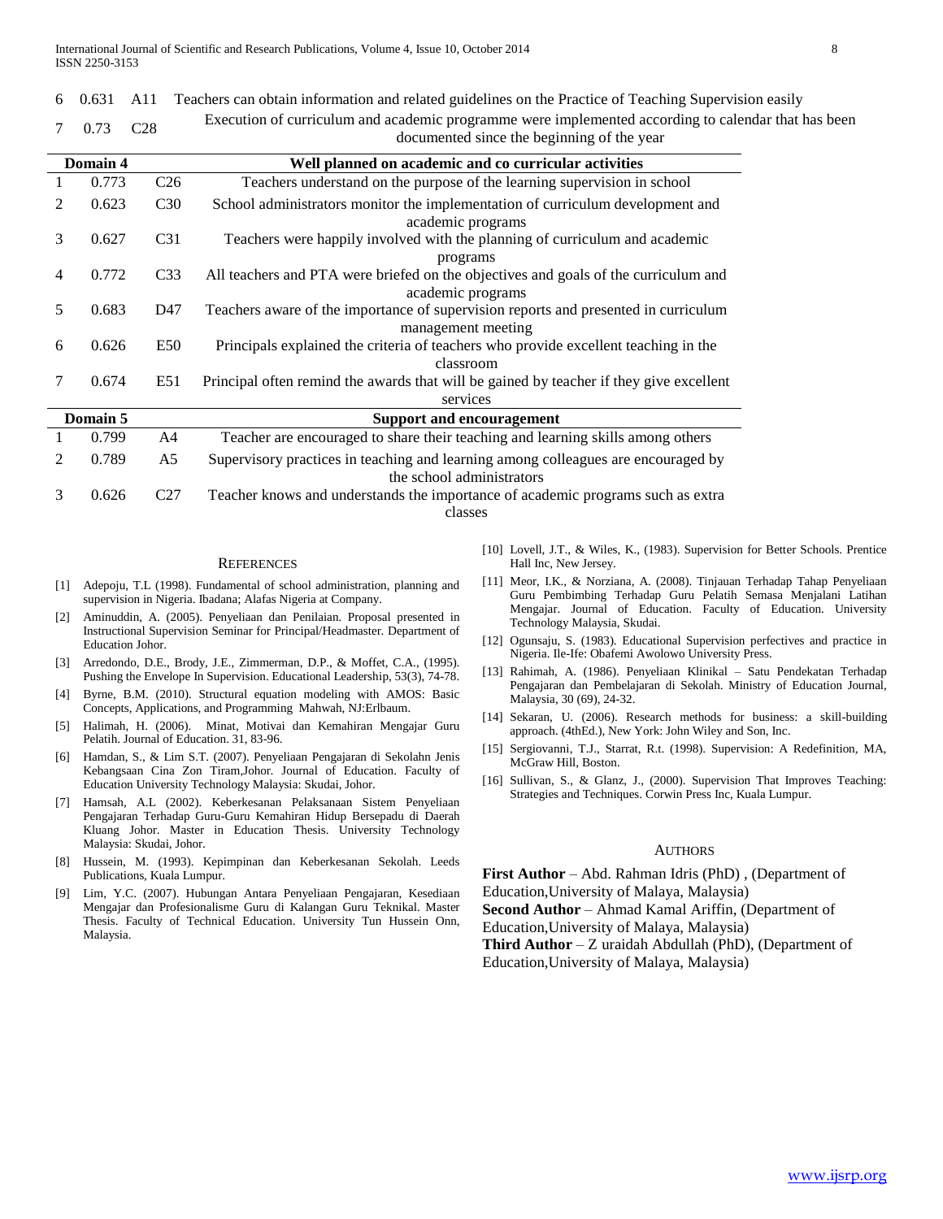| | | | |
|---|---|---|---|
| 6 | 0.631 | A11 | Teachers can obtain information and related guidelines on the Practice of Teaching Supervision easily |
| 7 | 0.73 | C28 | Execution of curriculum and academic programme were implemented according to calendar that has been documented since the beginning of the year |
| **Domain 4** | | | **Well planned on academic and co curricular activities** |
| 1 | 0.773 | C26 | Teachers understand on the purpose of the learning supervision in school |
| 2 | 0.623 | C30 | School administrators monitor the implementation of curriculum development and academic programs |
| 3 | 0.627 | C31 | Teachers were happily involved with the planning of curriculum and academic programs |
| 4 | 0.772 | C33 | All teachers and PTA were briefed on the objectives and goals of the curriculum and academic programs |
| 5 | 0.683 | D47 | Teachers aware of the importance of supervision reports and presented in curriculum management meeting |
| 6 | 0.626 | E50 | Principals explained the criteria of teachers who provide excellent teaching in the classroom |
| 7 | 0.674 | E51 | Principal often remind the awards that will be gained by teacher if they give excellent services |
| **Domain 5** | | | **Support and encouragement** |
| 1 | 0.799 | A4 | Teacher are encouraged to share their teaching and learning skills among others |
| 2 | 0.789 | A5 | Supervisory practices in teaching and learning among colleagues are encouraged by the school administrators |
| 3 | 0.626 | C27 | Teacher knows and understands the importance of academic programs such as extra classes |

## REFERENCES

[1] Adepoju, T.L (1998). Fundamental of school administration, planning and supervision in Nigeria. Ibadana; Alafas Nigeria at Company.

[2] Aminuddin, A. (2005). Penyeliaan dan Penilaian. Proposal presented in Instructional Supervision Seminar for Principal/Headmaster. Department of Education Johor.

[3] Arredondo, D.E., Brody, J.E., Zimmerman, D.P., & Moffet, C.A., (1995). Pushing the Envelope In Supervision. Educational Leadership, 53(3), 74-78.

[4] Byrne, B.M. (2010). Structural equation modeling with AMOS: Basic Concepts, Applications, and Programming Mahwah, NJ:Erlbaum.

[5] Halimah, H. (2006). Minat, Motivai dan Kemahiran Mengajar Guru Pelatih. Journal of Education. 31, 83-96.

[6] Hamdan, S., & Lim S.T. (2007). Penyeliaan Pengajaran di Sekolahn Jenis Kebangsaan Cina Zon Tiram,Johor. Journal of Education. Faculty of Education University Technology Malaysia: Skudai, Johor.

[7] Hamsah, A.L (2002). Keberkesanan Pelaksanaan Sistem Penyeliaan Pengajaran Terhadap Guru-Guru Kemahiran Hidup Bersepadu di Daerah Kluang Johor. Master in Education Thesis. University Technology Malaysia: Skudai, Johor.

[8] Hussein, M. (1993). Kepimpinan dan Keberkesanan Sekolah. Leeds Publications, Kuala Lumpur.

[9] Lim, Y.C. (2007). Hubungan Antara Penyeliaan Pengajaran, Kesediaan Mengajar dan Profesionalisme Guru di Kalangan Guru Teknikal. Master Thesis. Faculty of Technical Education. University Tun Hussein Onn, Malaysia.

[10] Lovell, J.T., & Wiles, K., (1983). Supervision for Better Schools. Prentice Hall Inc, New Jersey.

[11] Meor, I.K., & Norziana, A. (2008). Tinjauan Terhadap Tahap Penyeliaan Guru Pembimbing Terhadap Guru Pelatih Semasa Menjalani Latihan Mengajar. Journal of Education. Faculty of Education. University Technology Malaysia, Skudai.

[12] Ogunsaju, S. (1983). Educational Supervision perfectives and practice in Nigeria. Ile-Ife: Obafemi Awolowo University Press.

[13] Rahimah, A. (1986). Penyeliaan Klinikal – Satu Pendekatan Terhadap Pengajaran dan Pembelajaran di Sekolah. Ministry of Education Journal, Malaysia, 30 (69), 24-32.

[14] Sekaran, U. (2006). Research methods for business: a skill-building approach. (4thEd.), New York: John Wiley and Son, Inc.

[15] Sergiovanni, T.J., Starrat, R.t. (1998). Supervision: A Redefinition, MA, McGraw Hill, Boston.

[16] Sullivan, S., & Glanz, J., (2000). Supervision That Improves Teaching: Strategies and Techniques. Corwin Press Inc, Kuala Lumpur.

## AUTHORS

**First Author** – Abd. Rahman Idris (PhD) , (Department of Education,University of Malaya, Malaysia)
**Second Author** – Ahmad Kamal Ariffin, (Department of Education,University of Malaya, Malaysia)
**Third Author** – Z uraidah Abdullah (PhD), (Department of Education,University of Malaya, Malaysia)